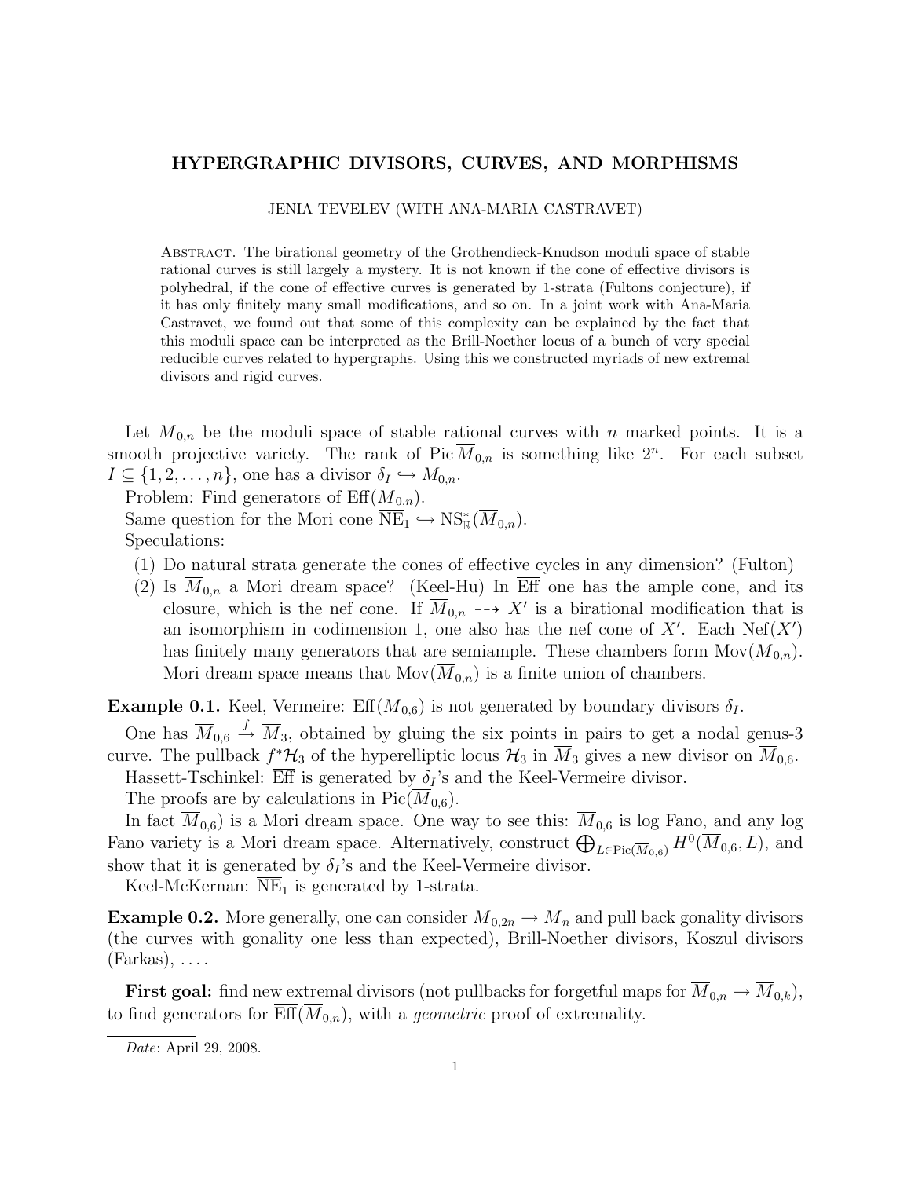# HYPERGRAPHIC DIVISORS, CURVES, AND MORPHISMS

JENIA TEVELEV (WITH ANA-MARIA CASTRAVET)

Abstract. The birational geometry of the Grothendieck-Knudson moduli space of stable rational curves is still largely a mystery. It is not known if the cone of effective divisors is polyhedral, if the cone of effective curves is generated by 1-strata (Fultons conjecture), if it has only finitely many small modifications, and so on. In a joint work with Ana-Maria Castravet, we found out that some of this complexity can be explained by the fact that this moduli space can be interpreted as the Brill-Noether locus of a bunch of very special reducible curves related to hypergraphs. Using this we constructed myriads of new extremal divisors and rigid curves.

Let $\overline{M}_{0,n}$ be the moduli space of stable rational curves with $n$ marked points. It is a smooth projective variety. The rank of $\operatorname{Pic} \overline{M}_{0,n}$ is something like $2^n$. For each subset $I \subseteq \{1, 2, \ldots, n\}$, one has a divisor $\delta_I \hookrightarrow M_{0,n}$.

Problem: Find generators of $\overline{\operatorname{Eff}}(\overline{M}_{0,n})$.

Same question for the Mori cone $\overline{\operatorname{NE}}_1 \hookrightarrow \operatorname{NS}^*_{\mathbb{R}}(\overline{M}_{0,n})$.

Speculations:

(1) Do natural strata generate the cones of effective cycles in any dimension? (Fulton)
(2) Is $\overline{M}_{0,n}$ a Mori dream space? (Keel-Hu) In $\overline{\operatorname{Eff}}$ one has the ample cone, and its closure, which is the nef cone. If $\overline{M}_{0,n} \dashrightarrow X'$ is a birational modification that is an isomorphism in codimension 1, one also has the nef cone of $X'$. Each $\operatorname{Nef}(X')$ has finitely many generators that are semiample. These chambers form $\operatorname{Mov}(\overline{M}_{0,n})$. Mori dream space means that $\operatorname{Mov}(\overline{M}_{0,n})$ is a finite union of chambers.

**Example 0.1.** Keel, Vermeire: $\operatorname{Eff}(\overline{M}_{0,6})$ is not generated by boundary divisors $\delta_I$.

One has $\overline{M}_{0,6} \xrightarrow{f} \overline{M}_3$, obtained by gluing the six points in pairs to get a nodal genus-3 curve. The pullback $f^*\mathcal{H}_3$ of the hyperelliptic locus $\mathcal{H}_3$ in $\overline{M}_3$ gives a new divisor on $\overline{M}_{0,6}$.

Hassett-Tschinkel: $\overline{\operatorname{Eff}}$ is generated by $\delta_I$'s and the Keel-Vermeire divisor.

The proofs are by calculations in $\operatorname{Pic}(\overline{M}_{0,6})$.

In fact $\overline{M}_{0,6})$ is a Mori dream space. One way to see this: $\overline{M}_{0,6}$ is log Fano, and any log Fano variety is a Mori dream space. Alternatively, construct $\bigoplus_{L \in \operatorname{Pic}(\overline{M}_{0,6})} H^0(\overline{M}_{0,6}, L)$, and show that it is generated by $\delta_I$'s and the Keel-Vermeire divisor.

Keel-McKernan: $\overline{\operatorname{NE}}_1$ is generated by 1-strata.

**Example 0.2.** More generally, one can consider $\overline{M}_{0,2n} \to \overline{M}_n$ and pull back gonality divisors (the curves with gonality one less than expected), Brill-Noether divisors, Koszul divisors (Farkas), ....

**First goal:** find new extremal divisors (not pullbacks for forgetful maps for $\overline{M}_{0,n} \to \overline{M}_{0,k}$), to find generators for $\overline{\operatorname{Eff}}(\overline{M}_{0,n})$, with a *geometric* proof of extremality.

---

*Date*: April 29, 2008.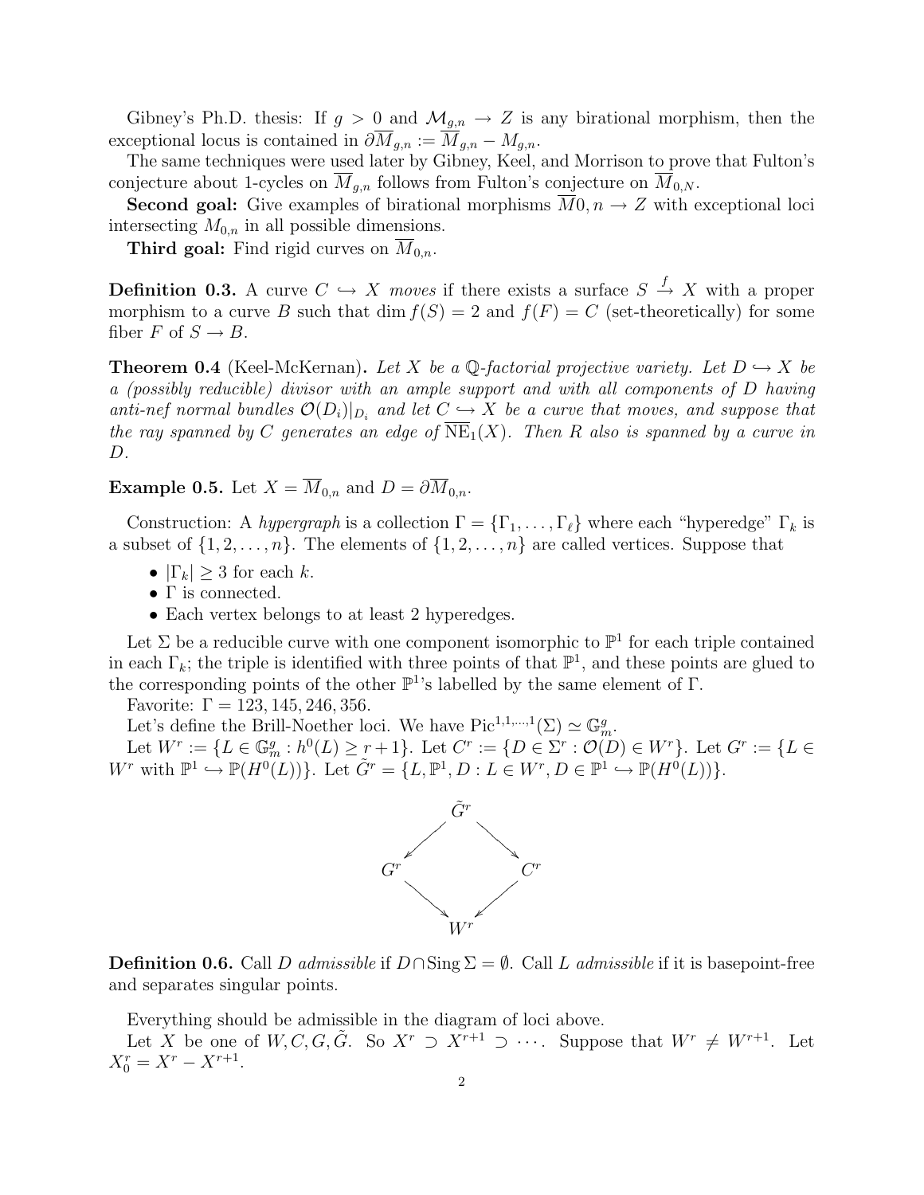Gibney's Ph.D. thesis: If $g > 0$ and $\mathcal{M}_{g,n} \to Z$ is any birational morphism, then the exceptional locus is contained in $\partial \overline{M}_{g,n} := \overline{M}_{g,n} - M_{g,n}$.

The same techniques were used later by Gibney, Keel, and Morrison to prove that Fulton's conjecture about 1-cycles on $\overline{M}_{g,n}$ follows from Fulton's conjecture on $\overline{M}_{0,N}$.

**Second goal:** Give examples of birational morphisms $\overline{M}0, n \to Z$ with exceptional loci intersecting $M_{0,n}$ in all possible dimensions.

**Third goal:** Find rigid curves on $\overline{M}_{0,n}$.

**Definition 0.3.** A curve $C \hookrightarrow X$ *moves* if there exists a surface $S \xrightarrow{f} X$ with a proper morphism to a curve $B$ such that $\dim f(S) = 2$ and $f(F) = C$ (set-theoretically) for some fiber $F$ of $S \to B$.

**Theorem 0.4** (Keel-McKernan)**.** *Let $X$ be a $\mathbb{Q}$-factorial projective variety. Let $D \hookrightarrow X$ be a (possibly reducible) divisor with an ample support and with all components of $D$ having anti-nef normal bundles $\mathcal{O}(D_i)|_{D_i}$ and let $C \hookrightarrow X$ be a curve that moves, and suppose that the ray spanned by $C$ generates an edge of $\overline{\mathrm{NE}}_1(X)$. Then $R$ also is spanned by a curve in $D$.*

**Example 0.5.** Let $X = \overline{M}_{0,n}$ and $D = \partial \overline{M}_{0,n}$.

Construction: A *hypergraph* is a collection $\Gamma = \{\Gamma_1, \ldots, \Gamma_\ell\}$ where each "hyperedge" $\Gamma_k$ is a subset of $\{1, 2, \ldots, n\}$. The elements of $\{1, 2, \ldots, n\}$ are called vertices. Suppose that

- $|\Gamma_k| \geq 3$ for each $k$.
- $\Gamma$ is connected.
- Each vertex belongs to at least 2 hyperedges.

Let $\Sigma$ be a reducible curve with one component isomorphic to $\mathbb{P}^1$ for each triple contained in each $\Gamma_k$; the triple is identified with three points of that $\mathbb{P}^1$, and these points are glued to the corresponding points of the other $\mathbb{P}^1$'s labelled by the same element of $\Gamma$.

Favorite: $\Gamma = 123, 145, 246, 356$.

Let's define the Brill-Noether loci. We have $\mathrm{Pic}^{1,1,\ldots,1}(\Sigma) \simeq \mathbb{G}_m^g$.

Let $W^r := \{L \in \mathbb{G}_m^g : h^0(L) \geq r+1\}$. Let $C^r := \{D \in \Sigma^r : \mathcal{O}(D) \in W^r\}$. Let $G^r := \{L \in W^r \text{ with } \mathbb{P}^1 \hookrightarrow \mathbb{P}(H^0(L))\}$. Let $\tilde{G}^r = \{L, \mathbb{P}^1, D : L \in W^r, D \in \mathbb{P}^1 \hookrightarrow \mathbb{P}(H^0(L))\}$.

$$
\begin{array}{ccc}
 & \tilde{G}^r & \\
\swarrow & & \searrow \\
G^r & & C^r \\
\searrow & & \swarrow \\
 & W^r &
\end{array}
$$

**Definition 0.6.** Call $D$ *admissible* if $D \cap \mathrm{Sing}\, \Sigma = \emptyset$. Call $L$ *admissible* if it is basepoint-free and separates singular points.

Everything should be admissible in the diagram of loci above.

Let $X$ be one of $W, C, G, \tilde{G}$. So $X^r \supset X^{r+1} \supset \cdots$. Suppose that $W^r \neq W^{r+1}$. Let $X_0^r = X^r - X^{r+1}$.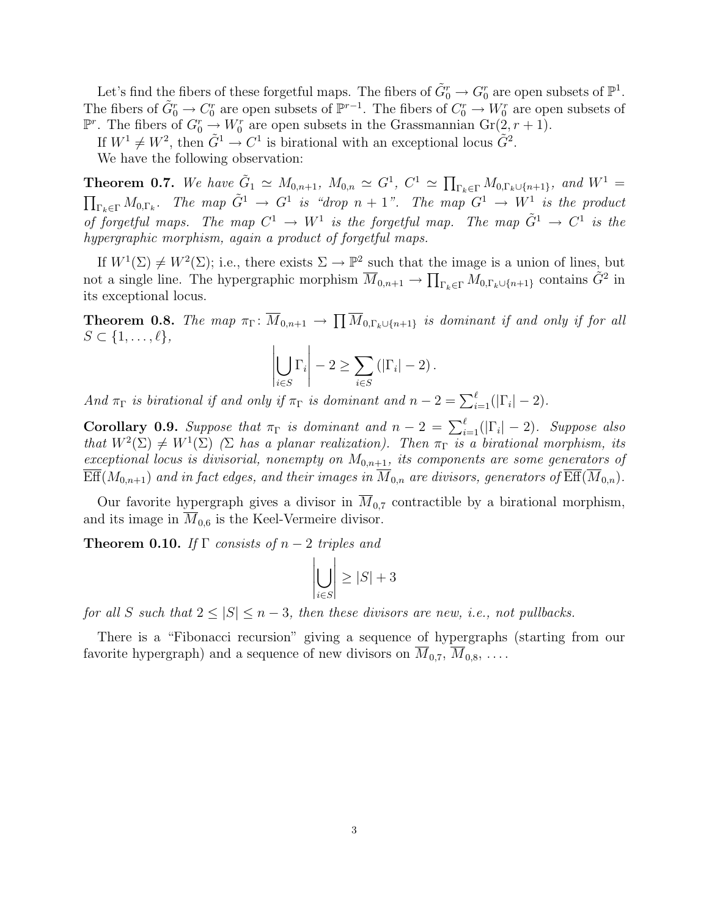Let's find the fibers of these forgetful maps. The fibers of $\tilde{G}_0^r \to G_0^r$ are open subsets of $\mathbb{P}^1$. The fibers of $\tilde{G}_0^r \to C_0^r$ are open subsets of $\mathbb{P}^{r-1}$. The fibers of $C_0^r \to W_0^r$ are open subsets of $\mathbb{P}^r$. The fibers of $G_0^r \to W_0^r$ are open subsets in the Grassmannian $\mathrm{Gr}(2, r+1)$.

If $W^1 \neq W^2$, then $\tilde{G}^1 \to C^1$ is birational with an exceptional locus $\tilde{G}^2$.

We have the following observation:

**Theorem 0.7.** *We have $\tilde{G}_1 \simeq M_{0,n+1}$, $M_{0,n} \simeq G^1$, $C^1 \simeq \prod_{\Gamma_k \in \Gamma} M_{0,\Gamma_k \cup \{n+1\}}$, and $W^1 = \prod_{\Gamma_k \in \Gamma} M_{0,\Gamma_k}$. The map $\tilde{G}^1 \to G^1$ is "drop $n+1$". The map $G^1 \to W^1$ is the product of forgetful maps. The map $C^1 \to W^1$ is the forgetful map. The map $\tilde{G}^1 \to C^1$ is the hypergraphic morphism, again a product of forgetful maps.*

If $W^1(\Sigma) \neq W^2(\Sigma)$; i.e., there exists $\Sigma \to \mathbb{P}^2$ such that the image is a union of lines, but not a single line. The hypergraphic morphism $\overline{M}_{0,n+1} \to \prod_{\Gamma_k \in \Gamma} M_{0,\Gamma_k \cup \{n+1\}}$ contains $\tilde{G}^2$ in its exceptional locus.

**Theorem 0.8.** *The map $\pi_\Gamma \colon \overline{M}_{0,n+1} \to \prod \overline{M}_{0,\Gamma_k \cup \{n+1\}}$ is dominant if and only if for all $S \subset \{1, \ldots, \ell\}$,*

$$\left| \bigcup_{i \in S} \Gamma_i \right| - 2 \geq \sum_{i \in S} \left( |\Gamma_i| - 2 \right).$$

*And $\pi_\Gamma$ is birational if and only if $\pi_\Gamma$ is dominant and $n - 2 = \sum_{i=1}^{\ell} (|\Gamma_i| - 2)$.*

**Corollary 0.9.** *Suppose that $\pi_\Gamma$ is dominant and $n - 2 = \sum_{i=1}^{\ell} (|\Gamma_i| - 2)$. Suppose also that $W^2(\Sigma) \neq W^1(\Sigma)$ ($\Sigma$ has a planar realization). Then $\pi_\Gamma$ is a birational morphism, its exceptional locus is divisorial, nonempty on $M_{0,n+1}$, its components are some generators of $\overline{\mathrm{Eff}}(M_{0,n+1})$ and in fact edges, and their images in $\overline{M}_{0,n}$ are divisors, generators of $\overline{\mathrm{Eff}}(\overline{M}_{0,n})$.*

Our favorite hypergraph gives a divisor in $\overline{M}_{0,7}$ contractible by a birational morphism, and its image in $\overline{M}_{0,6}$ is the Keel-Vermeire divisor.

**Theorem 0.10.** *If $\Gamma$ consists of $n-2$ triples and*

$$\left| \bigcup_{i \in S} \right| \geq |S| + 3$$

*for all $S$ such that $2 \leq |S| \leq n-3$, then these divisors are new, i.e., not pullbacks.*

There is a "Fibonacci recursion" giving a sequence of hypergraphs (starting from our favorite hypergraph) and a sequence of new divisors on $\overline{M}_{0,7}$, $\overline{M}_{0,8}$, $\ldots$.